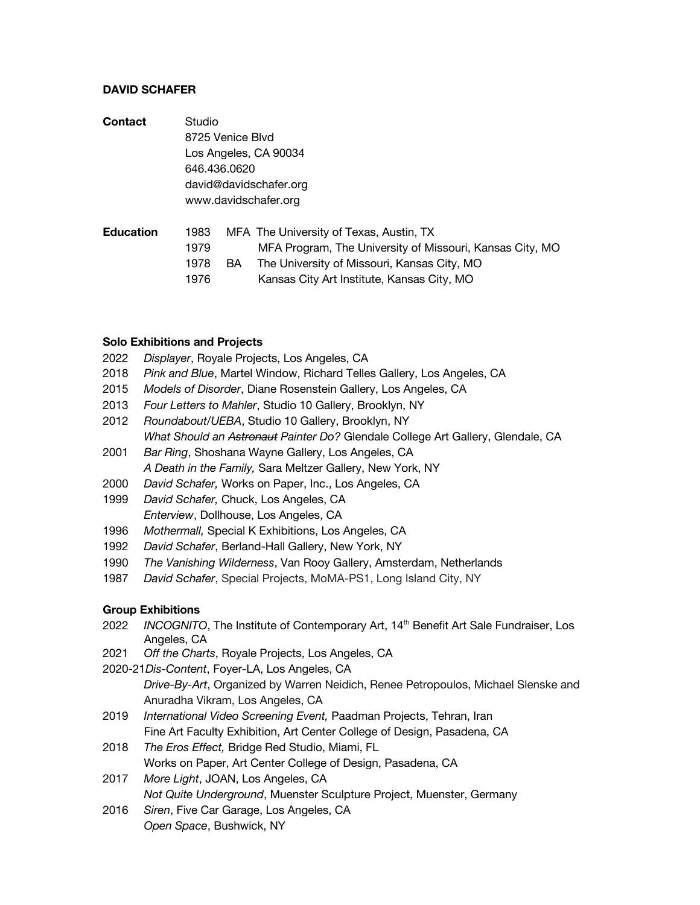**DAVID SCHAFER**

**Contact**
Studio
8725 Venice Blvd
Los Angeles, CA 90034
646.436.0620
david@davidschafer.org
www.davidschafer.org

**Education**

| | | |
|---|---|---|
| 1983 | MFA | The University of Texas, Austin, TX |
| 1979 | | MFA Program, The University of Missouri, Kansas City, MO |
| 1978 | BA | The University of Missouri, Kansas City, MO |
| 1976 | | Kansas City Art Institute, Kansas City, MO |

**Solo Exhibitions and Projects**

2022 *Displayer*, Royale Projects, Los Angeles, CA
2018 *Pink and Blue*, Martel Window, Richard Telles Gallery, Los Angeles, CA
2015 *Models of Disorder*, Diane Rosenstein Gallery, Los Angeles, CA
2013 *Four Letters to Mahler*, Studio 10 Gallery, Brooklyn, NY
2012 *Roundabout/UEBA*, Studio 10 Gallery, Brooklyn, NY
*What Should an ~~Astronaut~~ Painter Do?* Glendale College Art Gallery, Glendale, CA
2001 *Bar Ring*, Shoshana Wayne Gallery, Los Angeles, CA
*A Death in the Family,* Sara Meltzer Gallery, New York, NY
2000 *David Schafer,* Works on Paper, Inc., Los Angeles, CA
1999 *David Schafer,* Chuck, Los Angeles, CA
*Enterview*, Dollhouse, Los Angeles, CA
1996 *Mothermall,* Special K Exhibitions, Los Angeles, CA
1992 *David Schafer*, Berland-Hall Gallery, New York, NY
1990 *The Vanishing Wilderness*, Van Rooy Gallery, Amsterdam, Netherlands
1987 *David Schafer*, Special Projects, MoMA-PS1, Long Island City, NY

**Group Exhibitions**

2022 *INCOGNITO*, The Institute of Contemporary Art, 14th Benefit Art Sale Fundraiser, Los Angeles, CA
2021 *Off the Charts*, Royale Projects, Los Angeles, CA
2020-21 *Dis-Content*, Foyer-LA, Los Angeles, CA
*Drive-By-Art*, Organized by Warren Neidich, Renee Petropoulos, Michael Slenske and Anuradha Vikram, Los Angeles, CA
2019 *International Video Screening Event,* Paadman Projects, Tehran, Iran
Fine Art Faculty Exhibition, Art Center College of Design, Pasadena, CA
2018 *The Eros Effect,* Bridge Red Studio, Miami, FL
Works on Paper, Art Center College of Design, Pasadena, CA
2017 *More Light*, JOAN, Los Angeles, CA
*Not Quite Underground*, Muenster Sculpture Project, Muenster, Germany
2016 *Siren*, Five Car Garage, Los Angeles, CA
*Open Space*, Bushwick, NY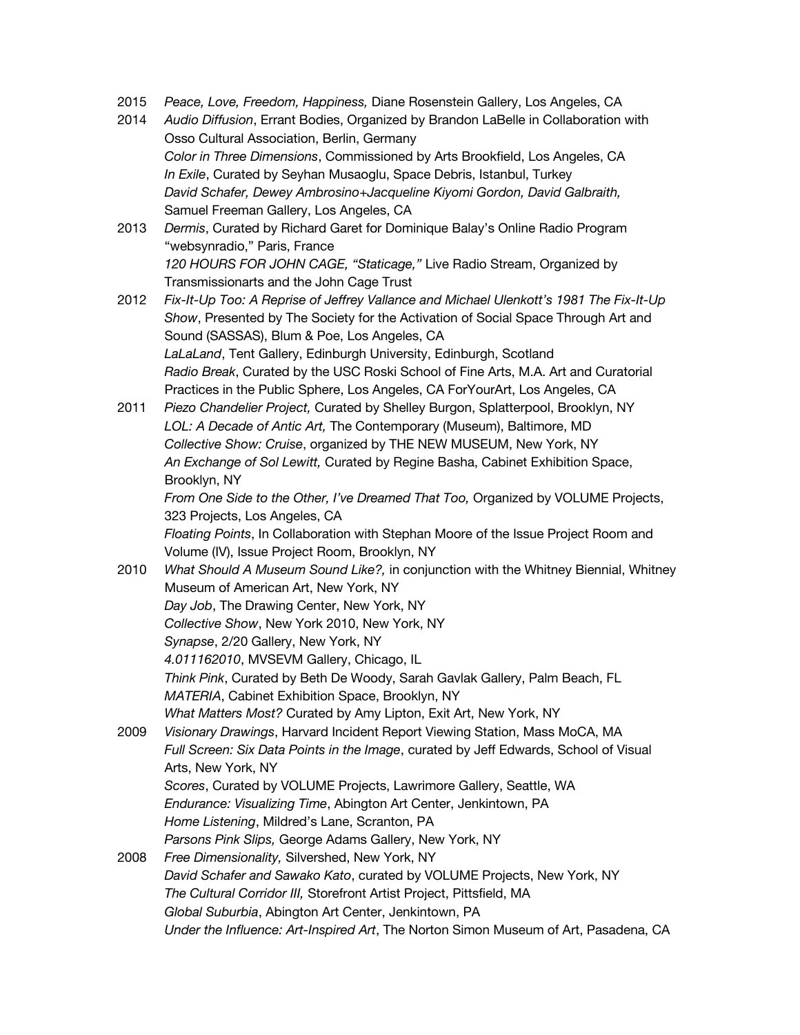2015 *Peace, Love, Freedom, Happiness,* Diane Rosenstein Gallery, Los Angeles, CA

2014 *Audio Diffusion*, Errant Bodies, Organized by Brandon LaBelle in Collaboration with Osso Cultural Association, Berlin, Germany
*Color in Three Dimensions*, Commissioned by Arts Brookfield, Los Angeles, CA
*In Exile*, Curated by Seyhan Musaoglu, Space Debris, Istanbul, Turkey
*David Schafer, Dewey Ambrosino+Jacqueline Kiyomi Gordon, David Galbraith,* Samuel Freeman Gallery, Los Angeles, CA

2013 *Dermis*, Curated by Richard Garet for Dominique Balay's Online Radio Program "websynradio," Paris, France
*120 HOURS FOR JOHN CAGE, "Staticage,"* Live Radio Stream, Organized by Transmissionarts and the John Cage Trust

2012 *Fix-It-Up Too: A Reprise of Jeffrey Vallance and Michael Ulenkott's 1981 The Fix-It-Up Show*, Presented by The Society for the Activation of Social Space Through Art and Sound (SASSAS), Blum & Poe, Los Angeles, CA
*LaLaLand*, Tent Gallery, Edinburgh University, Edinburgh, Scotland
*Radio Break*, Curated by the USC Roski School of Fine Arts, M.A. Art and Curatorial Practices in the Public Sphere, Los Angeles, CA ForYourArt, Los Angeles, CA

2011 *Piezo Chandelier Project,* Curated by Shelley Burgon, Splatterpool, Brooklyn, NY
*LOL: A Decade of Antic Art,* The Contemporary (Museum), Baltimore, MD
*Collective Show: Cruise*, organized by THE NEW MUSEUM, New York, NY
*An Exchange of Sol Lewitt,* Curated by Regine Basha, Cabinet Exhibition Space, Brooklyn, NY
*From One Side to the Other, I've Dreamed That Too,* Organized by VOLUME Projects, 323 Projects, Los Angeles, CA
*Floating Points*, In Collaboration with Stephan Moore of the Issue Project Room and Volume (IV), Issue Project Room, Brooklyn, NY

2010 *What Should A Museum Sound Like?,* in conjunction with the Whitney Biennial, Whitney Museum of American Art, New York, NY
*Day Job*, The Drawing Center, New York, NY
*Collective Show*, New York 2010, New York, NY
*Synapse*, 2/20 Gallery, New York, NY
*4.011162010*, MVSEVM Gallery, Chicago, IL
*Think Pink*, Curated by Beth De Woody, Sarah Gavlak Gallery, Palm Beach, FL
*MATERIA*, Cabinet Exhibition Space, Brooklyn, NY
*What Matters Most?* Curated by Amy Lipton, Exit Art, New York, NY

2009 *Visionary Drawings*, Harvard Incident Report Viewing Station, Mass MoCA, MA
*Full Screen: Six Data Points in the Image*, curated by Jeff Edwards, School of Visual Arts, New York, NY
*Scores*, Curated by VOLUME Projects, Lawrimore Gallery, Seattle, WA
*Endurance: Visualizing Time*, Abington Art Center, Jenkintown, PA
*Home Listening*, Mildred's Lane, Scranton, PA
*Parsons Pink Slips,* George Adams Gallery, New York, NY

2008 *Free Dimensionality,* Silvershed, New York, NY
*David Schafer and Sawako Kato*, curated by VOLUME Projects, New York, NY
*The Cultural Corridor III,* Storefront Artist Project, Pittsfield, MA
*Global Suburbia*, Abington Art Center, Jenkintown, PA
*Under the Influence: Art-Inspired Art*, The Norton Simon Museum of Art, Pasadena, CA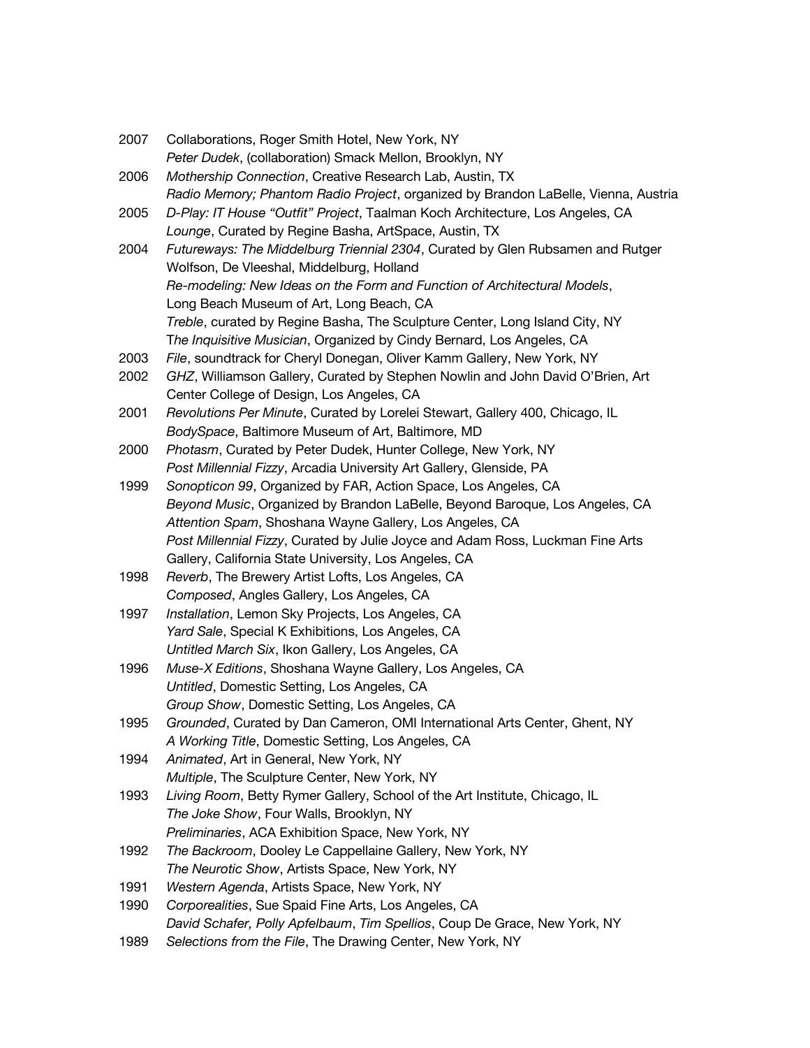2007 Collaborations, Roger Smith Hotel, New York, NY
*Peter Dudek*, (collaboration) Smack Mellon, Brooklyn, NY

2006 *Mothership Connection*, Creative Research Lab, Austin, TX
*Radio Memory; Phantom Radio Project*, organized by Brandon LaBelle, Vienna, Austria

2005 *D-Play: IT House "Outfit" Project*, Taalman Koch Architecture, Los Angeles, CA
*Lounge*, Curated by Regine Basha, ArtSpace, Austin, TX

2004 *Futureways: The Middelburg Triennial 2304*, Curated by Glen Rubsamen and Rutger Wolfson, De Vleeshal, Middelburg, Holland
*Re-modeling: New Ideas on the Form and Function of Architectural Models*, Long Beach Museum of Art, Long Beach, CA
*Treble*, curated by Regine Basha, The Sculpture Center, Long Island City, NY
T*he Inquisitive Musician*, Organized by Cindy Bernard, Los Angeles, CA

2003 *File*, soundtrack for Cheryl Donegan, Oliver Kamm Gallery, New York, NY

2002 *GHZ*, Williamson Gallery, Curated by Stephen Nowlin and John David O'Brien, Art Center College of Design, Los Angeles, CA

2001 *Revolutions Per Minute*, Curated by Lorelei Stewart, Gallery 400, Chicago, IL
*BodySpace*, Baltimore Museum of Art, Baltimore, MD

2000 *Photasm*, Curated by Peter Dudek, Hunter College, New York, NY
*Post Millennial Fizzy*, Arcadia University Art Gallery, Glenside, PA

1999 *Sonopticon 99*, Organized by FAR, Action Space, Los Angeles, CA
*Beyond Music*, Organized by Brandon LaBelle, Beyond Baroque, Los Angeles, CA
*Attention Spam*, Shoshana Wayne Gallery, Los Angeles, CA
*Post Millennial Fizzy*, Curated by Julie Joyce and Adam Ross, Luckman Fine Arts Gallery, California State University, Los Angeles, CA

1998 *Reverb*, The Brewery Artist Lofts, Los Angeles, CA
*Composed*, Angles Gallery, Los Angeles, CA

1997 *Installation*, Lemon Sky Projects, Los Angeles, CA
*Yard Sale*, Special K Exhibitions, Los Angeles, CA
*Untitled March Six*, Ikon Gallery, Los Angeles, CA

1996 *Muse-X Editions*, Shoshana Wayne Gallery, Los Angeles, CA
*Untitled*, Domestic Setting, Los Angeles, CA
*Group Show*, Domestic Setting, Los Angeles, CA

1995 *Grounded*, Curated by Dan Cameron, OMI International Arts Center, Ghent, NY
*A Working Title*, Domestic Setting, Los Angeles, CA

1994 *Animated*, Art in General, New York, NY
*Multiple*, The Sculpture Center, New York, NY

1993 *Living Room*, Betty Rymer Gallery, School of the Art Institute, Chicago, IL
*The Joke Show*, Four Walls, Brooklyn, NY
*Preliminaries*, ACA Exhibition Space, New York, NY

1992 *The Backroom*, Dooley Le Cappellaine Gallery, New York, NY
*The Neurotic Show*, Artists Space, New York, NY

1991 *Western Agenda*, Artists Space, New York, NY

1990 *Corporealities*, Sue Spaid Fine Arts, Los Angeles, CA
*David Schafer, Polly Apfelbaum*, *Tim Spellios*, Coup De Grace, New York, NY

1989 *Selections from the File*, The Drawing Center, New York, NY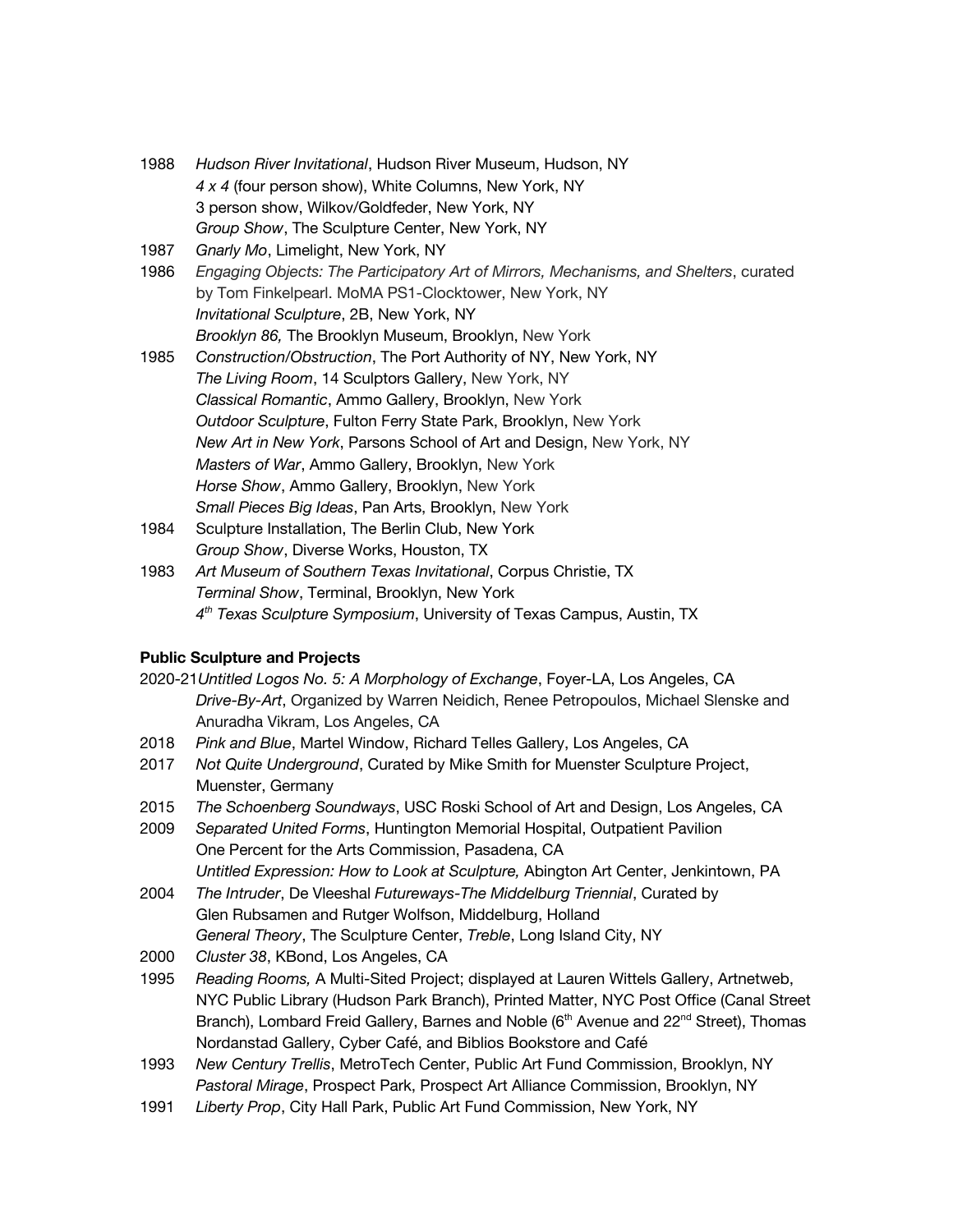1988 *Hudson River Invitational*, Hudson River Museum, Hudson, NY
*4 x 4* (four person show), White Columns, New York, NY
3 person show, Wilkov/Goldfeder, New York, NY
*Group Show*, The Sculpture Center, New York, NY

1987 *Gnarly Mo*, Limelight, New York, NY

1986 *Engaging Objects: The Participatory Art of Mirrors, Mechanisms, and Shelters*, curated by Tom Finkelpearl. MoMA PS1-Clocktower, New York, NY
*Invitational Sculpture*, 2B, New York, NY
*Brooklyn 86,* The Brooklyn Museum, Brooklyn, New York

1985 *Construction/Obstruction*, The Port Authority of NY, New York, NY
*The Living Room*, 14 Sculptors Gallery, New York, NY
*Classical Romantic*, Ammo Gallery, Brooklyn, New York
*Outdoor Sculpture*, Fulton Ferry State Park, Brooklyn, New York
*New Art in New York*, Parsons School of Art and Design, New York, NY
*Masters of War*, Ammo Gallery, Brooklyn, New York
*Horse Show*, Ammo Gallery, Brooklyn, New York
*Small Pieces Big Ideas*, Pan Arts, Brooklyn, New York

1984 Sculpture Installation, The Berlin Club, New York
*Group Show*, Diverse Works, Houston, TX

1983 *Art Museum of Southern Texas Invitational*, Corpus Christie, TX
*Terminal Show*, Terminal, Brooklyn, New York
*4th Texas Sculpture Symposium*, University of Texas Campus, Austin, TX

**Public Sculpture and Projects**

2020-21 *Untitled Logos No. 5: A Morphology of Exchange*, Foyer-LA, Los Angeles, CA
*Drive-By-Art*, Organized by Warren Neidich, Renee Petropoulos, Michael Slenske and Anuradha Vikram, Los Angeles, CA

2018 *Pink and Blue*, Martel Window, Richard Telles Gallery, Los Angeles, CA

2017 *Not Quite Underground*, Curated by Mike Smith for Muenster Sculpture Project, Muenster, Germany

2015 *The Schoenberg Soundways*, USC Roski School of Art and Design, Los Angeles, CA

2009 *Separated United Forms*, Huntington Memorial Hospital, Outpatient Pavilion One Percent for the Arts Commission, Pasadena, CA
*Untitled Expression: How to Look at Sculpture,* Abington Art Center, Jenkintown, PA

2004 *The Intruder*, De Vleeshal *Futureways-The Middelburg Triennial*, Curated by Glen Rubsamen and Rutger Wolfson, Middelburg, Holland
*General Theory*, The Sculpture Center, *Treble*, Long Island City, NY

2000 *Cluster 38*, KBond, Los Angeles, CA

1995 *Reading Rooms,* A Multi-Sited Project; displayed at Lauren Wittels Gallery, Artnetweb, NYC Public Library (Hudson Park Branch), Printed Matter, NYC Post Office (Canal Street Branch), Lombard Freid Gallery, Barnes and Noble (6th Avenue and 22nd Street), Thomas Nordanstad Gallery, Cyber Café, and Biblios Bookstore and Café

1993 *New Century Trellis*, MetroTech Center, Public Art Fund Commission, Brooklyn, NY
*Pastoral Mirage*, Prospect Park, Prospect Art Alliance Commission, Brooklyn, NY

1991 *Liberty Prop*, City Hall Park, Public Art Fund Commission, New York, NY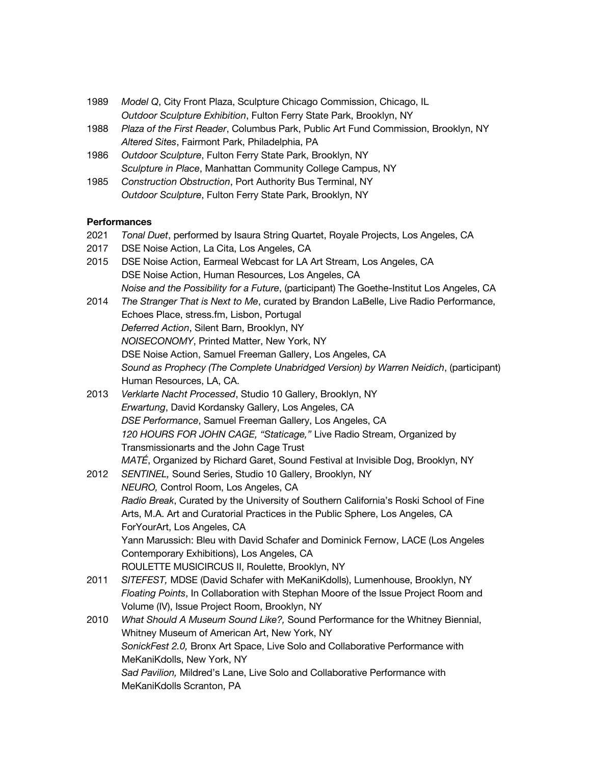1989 *Model Q*, City Front Plaza, Sculpture Chicago Commission, Chicago, IL
*Outdoor Sculpture Exhibition*, Fulton Ferry State Park, Brooklyn, NY

1988 *Plaza of the First Reader*, Columbus Park, Public Art Fund Commission, Brooklyn, NY
*Altered Sites*, Fairmont Park, Philadelphia, PA

1986 *Outdoor Sculpture*, Fulton Ferry State Park, Brooklyn, NY
*Sculpture in Place*, Manhattan Community College Campus, NY

1985 *Construction Obstruction*, Port Authority Bus Terminal, NY
*Outdoor Sculpture*, Fulton Ferry State Park, Brooklyn, NY

**Performances**

2021 *Tonal Duet*, performed by Isaura String Quartet, Royale Projects, Los Angeles, CA

2017 DSE Noise Action, La Cita, Los Angeles, CA

2015 DSE Noise Action, Earmeal Webcast for LA Art Stream, Los Angeles, CA
DSE Noise Action, Human Resources, Los Angeles, CA
*Noise and the Possibility for a Future*, (participant) The Goethe-Institut Los Angeles, CA

2014 *The Stranger That is Next to Me*, curated by Brandon LaBelle, Live Radio Performance, Echoes Place, stress.fm, Lisbon, Portugal
*Deferred Action*, Silent Barn, Brooklyn, NY
*NOISECONOMY*, Printed Matter, New York, NY
DSE Noise Action, Samuel Freeman Gallery, Los Angeles, CA
*Sound as Prophecy (The Complete Unabridged Version) by Warren Neidich*, (participant) Human Resources, LA, CA.

2013 *Verklarte Nacht Processed*, Studio 10 Gallery, Brooklyn, NY
*Erwartung*, David Kordansky Gallery, Los Angeles, CA
*DSE Performance*, Samuel Freeman Gallery, Los Angeles, CA
*120 HOURS FOR JOHN CAGE, "Staticage,"* Live Radio Stream, Organized by Transmissionarts and the John Cage Trust
*MATÉ*, Organized by Richard Garet, Sound Festival at Invisible Dog, Brooklyn, NY

2012 *SENTINEL,* Sound Series, Studio 10 Gallery, Brooklyn, NY
*NEURO,* Control Room, Los Angeles, CA
*Radio Break*, Curated by the University of Southern California's Roski School of Fine Arts, M.A. Art and Curatorial Practices in the Public Sphere, Los Angeles, CA
ForYourArt, Los Angeles, CA
Yann Marussich: Bleu with David Schafer and Dominick Fernow, LACE (Los Angeles Contemporary Exhibitions), Los Angeles, CA
ROULETTE MUSICIRCUS II, Roulette, Brooklyn, NY

2011 *SITEFEST,* MDSE (David Schafer with MeKaniKdolls), Lumenhouse, Brooklyn, NY
*Floating Points*, In Collaboration with Stephan Moore of the Issue Project Room and Volume (IV), Issue Project Room, Brooklyn, NY

2010 *What Should A Museum Sound Like?,* Sound Performance for the Whitney Biennial, Whitney Museum of American Art, New York, NY
*SonickFest 2.0,* Bronx Art Space, Live Solo and Collaborative Performance with MeKaniKdolls, New York, NY
*Sad Pavilion,* Mildred's Lane, Live Solo and Collaborative Performance with MeKaniKdolls Scranton, PA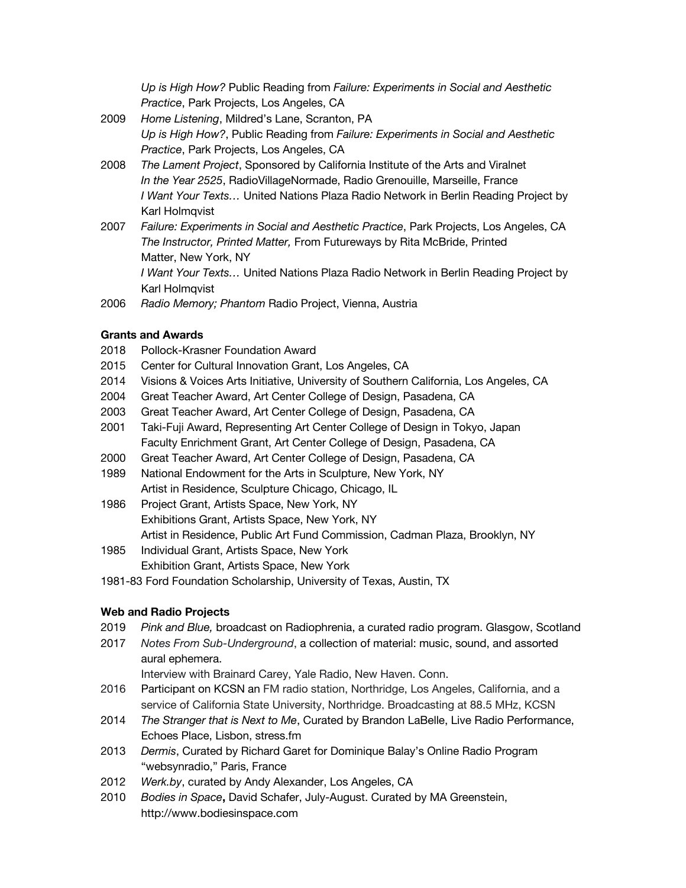*Up is High How?* Public Reading from *Failure: Experiments in Social and Aesthetic Practice*, Park Projects, Los Angeles, CA

2009 *Home Listening*, Mildred's Lane, Scranton, PA
*Up is High How?*, Public Reading from *Failure: Experiments in Social and Aesthetic Practice*, Park Projects, Los Angeles, CA

2008 *The Lament Project*, Sponsored by California Institute of the Arts and Viralnet
*In the Year 2525*, RadioVillageNormade, Radio Grenouille, Marseille, France
*I Want Your Texts…* United Nations Plaza Radio Network in Berlin Reading Project by Karl Holmqvist

2007 *Failure: Experiments in Social and Aesthetic Practice*, Park Projects, Los Angeles, CA
*The Instructor, Printed Matter,* From Futureways by Rita McBride, Printed Matter, New York, NY
*I Want Your Texts…* United Nations Plaza Radio Network in Berlin Reading Project by Karl Holmqvist

2006 *Radio Memory; Phantom* Radio Project, Vienna, Austria

**Grants and Awards**

2018 Pollock-Krasner Foundation Award
2015 Center for Cultural Innovation Grant, Los Angeles, CA
2014 Visions & Voices Arts Initiative, University of Southern California, Los Angeles, CA
2004 Great Teacher Award, Art Center College of Design, Pasadena, CA
2003 Great Teacher Award, Art Center College of Design, Pasadena, CA
2001 Taki-Fuji Award, Representing Art Center College of Design in Tokyo, Japan
Faculty Enrichment Grant, Art Center College of Design, Pasadena, CA
2000 Great Teacher Award, Art Center College of Design, Pasadena, CA
1989 National Endowment for the Arts in Sculpture, New York, NY
Artist in Residence, Sculpture Chicago, Chicago, IL
1986 Project Grant, Artists Space, New York, NY
Exhibitions Grant, Artists Space, New York, NY
Artist in Residence, Public Art Fund Commission, Cadman Plaza, Brooklyn, NY
1985 Individual Grant, Artists Space, New York
Exhibition Grant, Artists Space, New York
1981-83 Ford Foundation Scholarship, University of Texas, Austin, TX

**Web and Radio Projects**

2019 *Pink and Blue,* broadcast on Radiophrenia, a curated radio program. Glasgow, Scotland

2017 *Notes From Sub-Underground*, a collection of material: music, sound, and assorted aural ephemera.
Interview with Brainard Carey, Yale Radio, New Haven. Conn.

2016 Participant on KCSN an FM radio station, Northridge, Los Angeles, California, and a service of California State University, Northridge. Broadcasting at 88.5 MHz, KCSN

2014 *The Stranger that is Next to Me*, Curated by Brandon LaBelle, Live Radio Performance, Echoes Place, Lisbon, stress.fm

2013 *Dermis*, Curated by Richard Garet for Dominique Balay's Online Radio Program "websynradio," Paris, France

2012 *Werk.by*, curated by Andy Alexander, Los Angeles, CA

2010 *Bodies in Space***,** David Schafer, July-August. Curated by MA Greenstein, http://www.bodiesinspace.com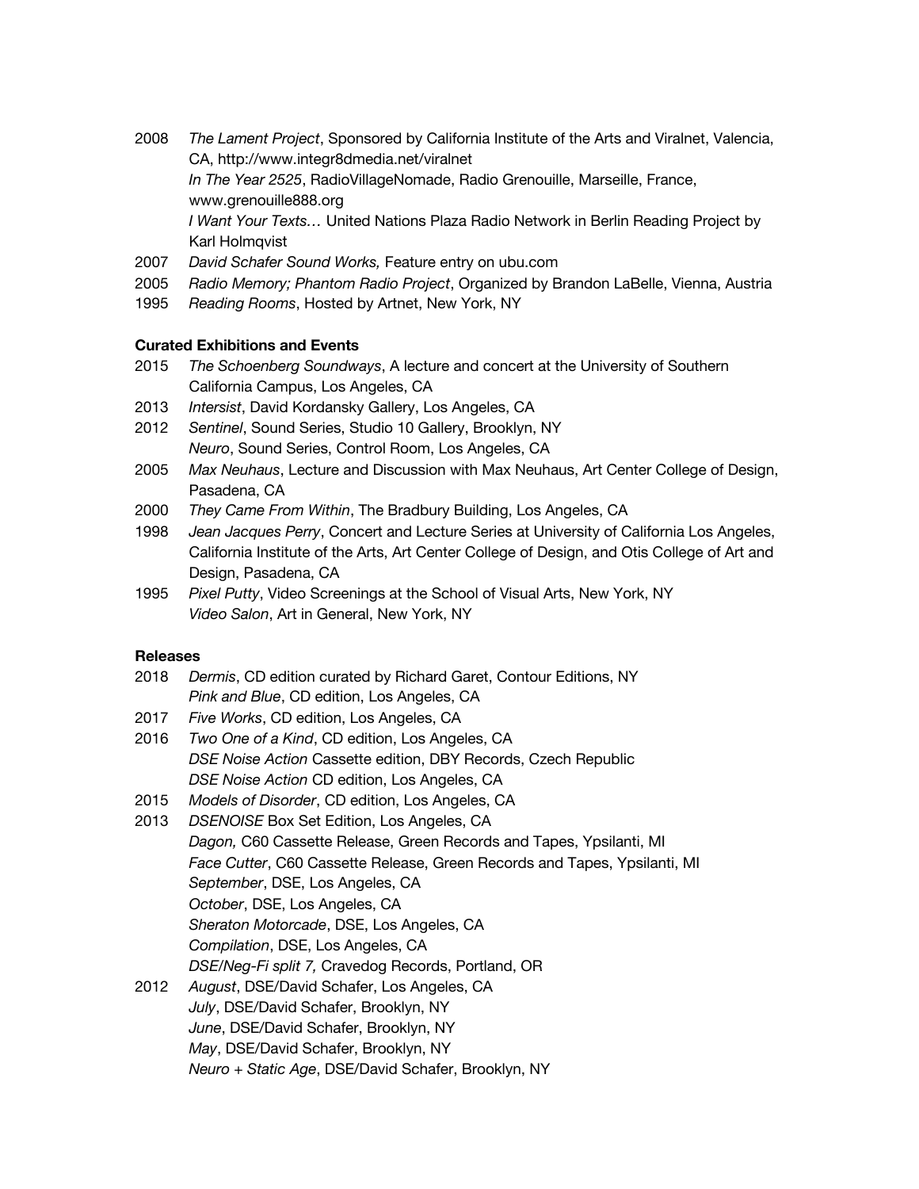2008 *The Lament Project*, Sponsored by California Institute of the Arts and Viralnet, Valencia, CA, http://www.integr8dmedia.net/viralnet
*In The Year 2525*, RadioVillageNomade, Radio Grenouille, Marseille, France, www.grenouille888.org
*I Want Your Texts…* United Nations Plaza Radio Network in Berlin Reading Project by Karl Holmqvist

2007 *David Schafer Sound Works,* Feature entry on ubu.com

2005 *Radio Memory; Phantom Radio Project*, Organized by Brandon LaBelle, Vienna, Austria

1995 *Reading Rooms*, Hosted by Artnet, New York, NY

**Curated Exhibitions and Events**

2015 *The Schoenberg Soundways*, A lecture and concert at the University of Southern California Campus, Los Angeles, CA

2013 *Intersist*, David Kordansky Gallery, Los Angeles, CA

2012 *Sentinel*, Sound Series, Studio 10 Gallery, Brooklyn, NY
*Neuro*, Sound Series, Control Room, Los Angeles, CA

2005 *Max Neuhaus*, Lecture and Discussion with Max Neuhaus, Art Center College of Design, Pasadena, CA

2000 *They Came From Within*, The Bradbury Building, Los Angeles, CA

1998 *Jean Jacques Perry*, Concert and Lecture Series at University of California Los Angeles, California Institute of the Arts, Art Center College of Design, and Otis College of Art and Design, Pasadena, CA

1995 *Pixel Putty*, Video Screenings at the School of Visual Arts, New York, NY
*Video Salon*, Art in General, New York, NY

**Releases**

2018 *Dermis*, CD edition curated by Richard Garet, Contour Editions, NY
*Pink and Blue*, CD edition, Los Angeles, CA

2017 *Five Works*, CD edition, Los Angeles, CA

2016 *Two One of a Kind*, CD edition, Los Angeles, CA
*DSE Noise Action* Cassette edition, DBY Records, Czech Republic
*DSE Noise Action* CD edition, Los Angeles, CA

2015 *Models of Disorder*, CD edition, Los Angeles, CA

2013 *DSENOISE* Box Set Edition, Los Angeles, CA
*Dagon,* C60 Cassette Release, Green Records and Tapes, Ypsilanti, MI
*Face Cutter*, C60 Cassette Release, Green Records and Tapes, Ypsilanti, MI
*September*, DSE, Los Angeles, CA
*October*, DSE, Los Angeles, CA
*Sheraton Motorcade*, DSE, Los Angeles, CA
*Compilation*, DSE, Los Angeles, CA
*DSE/Neg-Fi split 7,* Cravedog Records, Portland, OR

2012 *August*, DSE/David Schafer, Los Angeles, CA
*July*, DSE/David Schafer, Brooklyn, NY
*June*, DSE/David Schafer, Brooklyn, NY
*May*, DSE/David Schafer, Brooklyn, NY
*Neuro + Static Age*, DSE/David Schafer, Brooklyn, NY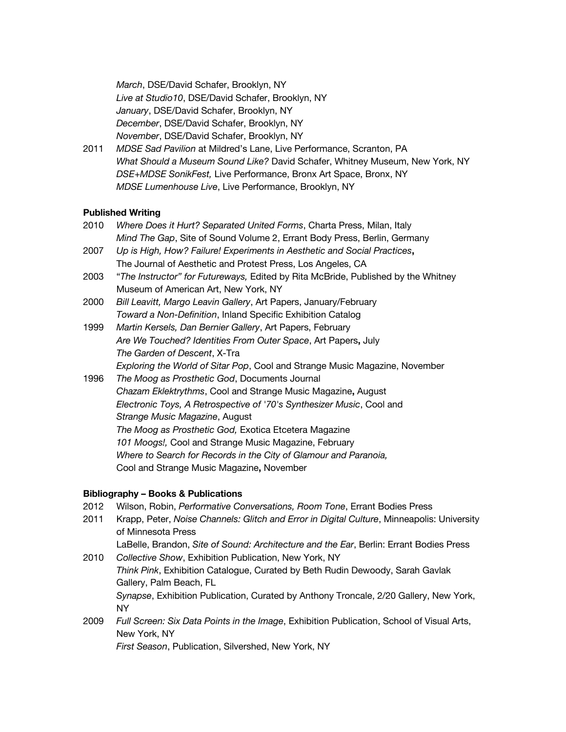*March*, DSE/David Schafer, Brooklyn, NY
*Live at Studio10*, DSE/David Schafer, Brooklyn, NY
*January*, DSE/David Schafer, Brooklyn, NY
*December*, DSE/David Schafer, Brooklyn, NY
*November*, DSE/David Schafer, Brooklyn, NY

2011 *MDSE Sad Pavilion* at Mildred's Lane, Live Performance, Scranton, PA
*What Should a Museum Sound Like?* David Schafer, Whitney Museum, New York, NY
*DSE+MDSE SonikFest,* Live Performance, Bronx Art Space, Bronx, NY
*MDSE Lumenhouse Live*, Live Performance, Brooklyn, NY

**Published Writing**

2010 *Where Does it Hurt? Separated United Forms*, Charta Press, Milan, Italy
*Mind The Gap*, Site of Sound Volume 2, Errant Body Press, Berlin, Germany

2007 *Up is High, How? Failure! Experiments in Aesthetic and Social Practices***,**
The Journal of Aesthetic and Protest Press, Los Angeles, CA

2003 "*The Instructor" for Futureways,* Edited by Rita McBride, Published by the Whitney Museum of American Art, New York, NY

2000 *Bill Leavitt, Margo Leavin Gallery*, Art Papers, January/February
*Toward a Non-Definition*, Inland Specific Exhibition Catalog

1999 *Martin Kersels, Dan Bernier Gallery*, Art Papers, February
*Are We Touched? Identities From Outer Space*, Art Papers**,** July
*The Garden of Descent*, X-Tra
*Exploring the World of Sitar Pop*, Cool and Strange Music Magazine, November

1996 *The Moog as Prosthetic God*, Documents Journal
*Chazam Eklektrythms*, Cool and Strange Music Magazine**,** August
*Electronic Toys, A Retrospective of '70's Synthesizer Music*, Cool and *Strange Music Magazine*, August
*The Moog as Prosthetic God,* Exotica Etcetera Magazine
*101 Moogs!,* Cool and Strange Music Magazine, February
*Where to Search for Records in the City of Glamour and Paranoia,*
Cool and Strange Music Magazine**,** November

**Bibliography – Books & Publications**

2012 Wilson, Robin, *Performative Conversations, Room Tone*, Errant Bodies Press

2011 Krapp, Peter, *Noise Channels: Glitch and Error in Digital Culture*, Minneapolis: University of Minnesota Press
LaBelle, Brandon, *Site of Sound: Architecture and the Ear*, Berlin: Errant Bodies Press

2010 *Collective Show*, Exhibition Publication, New York, NY
*Think Pink*, Exhibition Catalogue, Curated by Beth Rudin Dewoody, Sarah Gavlak Gallery, Palm Beach, FL
*Synapse*, Exhibition Publication, Curated by Anthony Troncale, 2/20 Gallery, New York, NY

2009 *Full Screen: Six Data Points in the Image*, Exhibition Publication, School of Visual Arts, New York, NY
*First Season*, Publication, Silvershed, New York, NY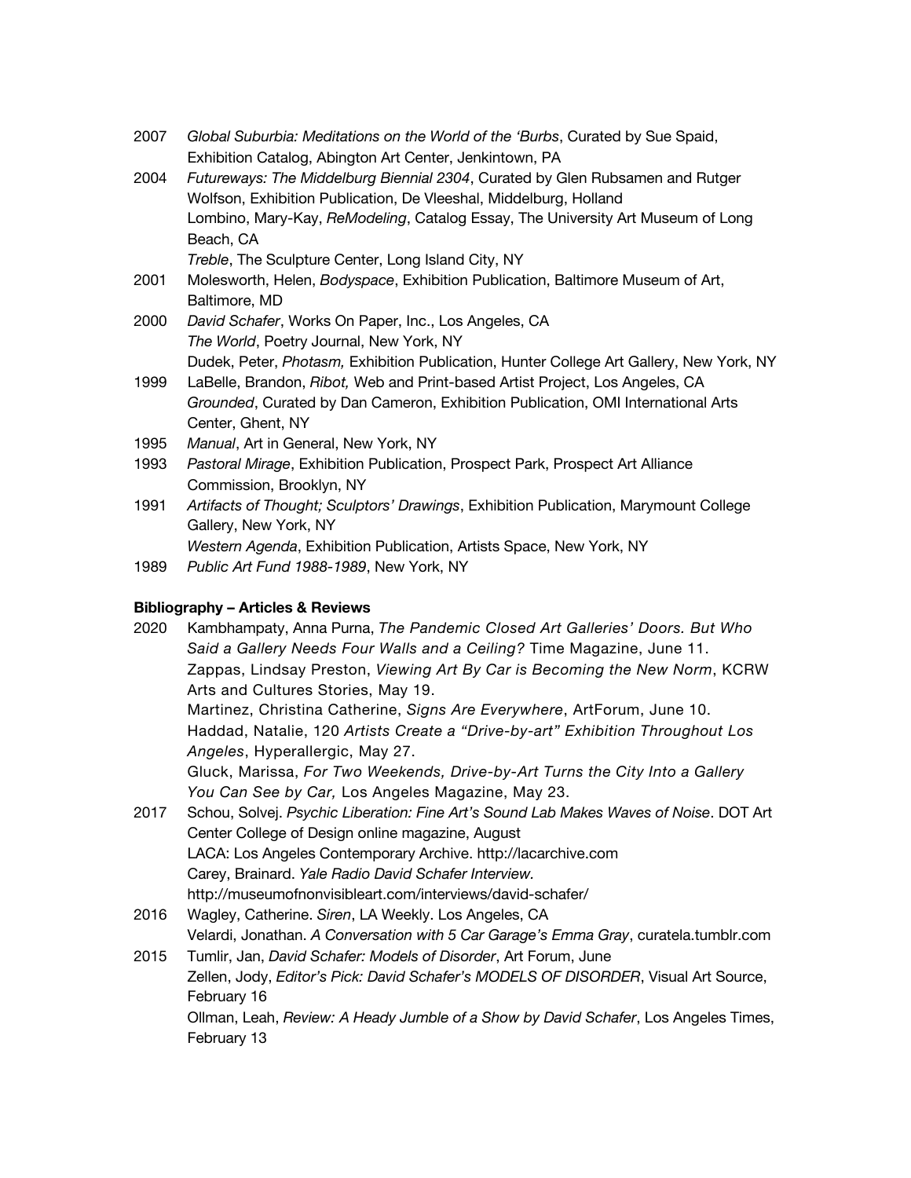2007 *Global Suburbia: Meditations on the World of the 'Burbs*, Curated by Sue Spaid, Exhibition Catalog, Abington Art Center, Jenkintown, PA

2004 *Futureways: The Middelburg Biennial 2304*, Curated by Glen Rubsamen and Rutger Wolfson, Exhibition Publication, De Vleeshal, Middelburg, Holland
Lombino, Mary-Kay, *ReModeling*, Catalog Essay, The University Art Museum of Long Beach, CA
*Treble*, The Sculpture Center, Long Island City, NY

2001 Molesworth, Helen, *Bodyspace*, Exhibition Publication, Baltimore Museum of Art, Baltimore, MD

2000 *David Schafer*, Works On Paper, Inc., Los Angeles, CA
*The World*, Poetry Journal, New York, NY
Dudek, Peter, *Photasm,* Exhibition Publication, Hunter College Art Gallery, New York, NY

1999 LaBelle, Brandon, *Ribot,* Web and Print-based Artist Project, Los Angeles, CA
*Grounded*, Curated by Dan Cameron, Exhibition Publication, OMI International Arts Center, Ghent, NY

1995 *Manual*, Art in General, New York, NY

1993 *Pastoral Mirage*, Exhibition Publication, Prospect Park, Prospect Art Alliance Commission, Brooklyn, NY

1991 *Artifacts of Thought; Sculptors' Drawings*, Exhibition Publication, Marymount College Gallery, New York, NY
*Western Agenda*, Exhibition Publication, Artists Space, New York, NY

1989 *Public Art Fund 1988-1989*, New York, NY

**Bibliography – Articles & Reviews**

2020 Kambhampaty, Anna Purna, *The Pandemic Closed Art Galleries' Doors. But Who Said a Gallery Needs Four Walls and a Ceiling?* Time Magazine, June 11.
Zappas, Lindsay Preston, *Viewing Art By Car is Becoming the New Norm*, KCRW Arts and Cultures Stories, May 19.
Martinez, Christina Catherine, *Signs Are Everywhere*, ArtForum, June 10.
Haddad, Natalie, 120 *Artists Create a "Drive-by-art" Exhibition Throughout Los Angeles*, Hyperallergic, May 27.
Gluck, Marissa, *For Two Weekends, Drive-by-Art Turns the City Into a Gallery You Can See by Car,* Los Angeles Magazine, May 23.

2017 Schou, Solvej. *Psychic Liberation: Fine Art's Sound Lab Makes Waves of Noise*. DOT Art Center College of Design online magazine, August
LACA: Los Angeles Contemporary Archive. http://lacarchive.com
Carey, Brainard. *Yale Radio David Schafer Interview.* http://museumofnonvisibleart.com/interviews/david-schafer/

2016 Wagley, Catherine. *Siren*, LA Weekly. Los Angeles, CA
Velardi, Jonathan. *A Conversation with 5 Car Garage's Emma Gray*, curatela.tumblr.com

2015 Tumlir, Jan, *David Schafer: Models of Disorder*, Art Forum, June
Zellen, Jody, *Editor's Pick: David Schafer's MODELS OF DISORDER*, Visual Art Source, February 16
Ollman, Leah, *Review: A Heady Jumble of a Show by David Schafer*, Los Angeles Times, February 13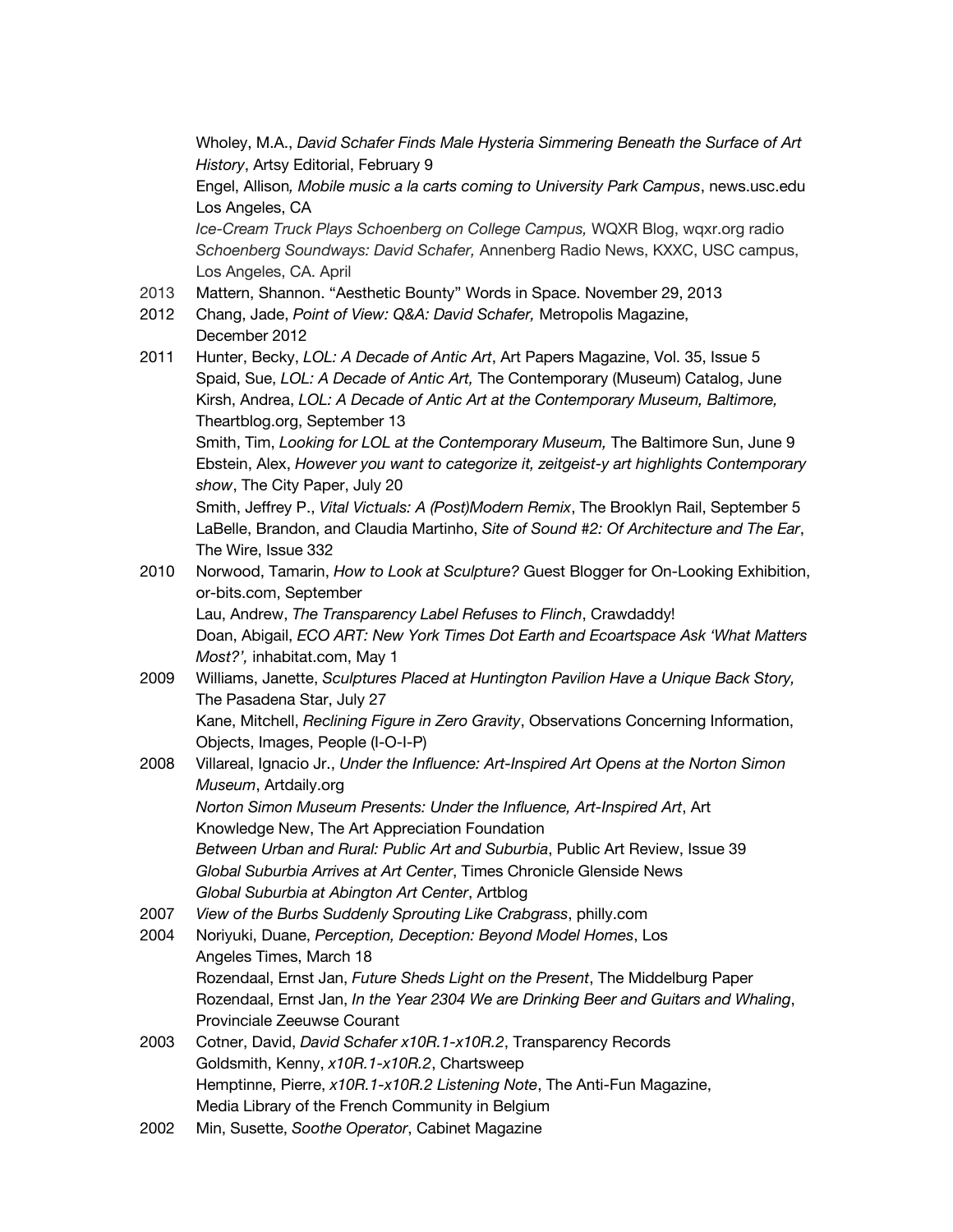Wholey, M.A., *David Schafer Finds Male Hysteria Simmering Beneath the Surface of Art History*, Artsy Editorial, February 9

Engel, Allison*, Mobile music a la carts coming to University Park Campus*, news.usc.edu Los Angeles, CA

*Ice-Cream Truck Plays Schoenberg on College Campus,* WQXR Blog, wqxr.org radio

*Schoenberg Soundways: David Schafer,* Annenberg Radio News, KXXC, USC campus, Los Angeles, CA. April

2013 Mattern, Shannon. "Aesthetic Bounty" Words in Space. November 29, 2013

2012 Chang, Jade, *Point of View: Q&A: David Schafer,* Metropolis Magazine, December 2012

2011 Hunter, Becky, *LOL: A Decade of Antic Art*, Art Papers Magazine, Vol. 35, Issue 5

Spaid, Sue, *LOL: A Decade of Antic Art,* The Contemporary (Museum) Catalog, June

Kirsh, Andrea, *LOL: A Decade of Antic Art at the Contemporary Museum, Baltimore,* Theartblog.org, September 13

Smith, Tim, *Looking for LOL at the Contemporary Museum,* The Baltimore Sun, June 9

Ebstein, Alex, *However you want to categorize it, zeitgeist-y art highlights Contemporary show*, The City Paper, July 20

Smith, Jeffrey P., *Vital Victuals: A (Post)Modern Remix*, The Brooklyn Rail, September 5

LaBelle, Brandon, and Claudia Martinho, *Site of Sound #2: Of Architecture and The Ear*, The Wire, Issue 332

2010 Norwood, Tamarin, *How to Look at Sculpture?* Guest Blogger for On-Looking Exhibition, or-bits.com, September

Lau, Andrew, *The Transparency Label Refuses to Flinch*, Crawdaddy!

Doan, Abigail, *ECO ART: New York Times Dot Earth and Ecoartspace Ask 'What Matters Most?',* inhabitat.com, May 1

2009 Williams, Janette, *Sculptures Placed at Huntington Pavilion Have a Unique Back Story,* The Pasadena Star, July 27

Kane, Mitchell, *Reclining Figure in Zero Gravity*, Observations Concerning Information, Objects, Images, People (I-O-I-P)

2008 Villareal, Ignacio Jr., *Under the Influence: Art-Inspired Art Opens at the Norton Simon Museum*, Artdaily.org

*Norton Simon Museum Presents: Under the Influence, Art-Inspired Art*, Art Knowledge New, The Art Appreciation Foundation

*Between Urban and Rural: Public Art and Suburbia*, Public Art Review, Issue 39

*Global Suburbia Arrives at Art Center*, Times Chronicle Glenside News

*Global Suburbia at Abington Art Center*, Artblog

2007 *View of the Burbs Suddenly Sprouting Like Crabgrass*, philly.com

2004 Noriyuki, Duane, *Perception, Deception: Beyond Model Homes*, Los Angeles Times, March 18

Rozendaal, Ernst Jan, *Future Sheds Light on the Present*, The Middelburg Paper

Rozendaal, Ernst Jan, *In the Year 2304 We are Drinking Beer and Guitars and Whaling*, Provinciale Zeeuwse Courant

2003 Cotner, David, *David Schafer x10R.1-x10R.2*, Transparency Records

Goldsmith, Kenny, *x10R.1-x10R.2*, Chartsweep

Hemptinne, Pierre, *x10R.1-x10R.2 Listening Note*, The Anti-Fun Magazine, Media Library of the French Community in Belgium

2002 Min, Susette, *Soothe Operator*, Cabinet Magazine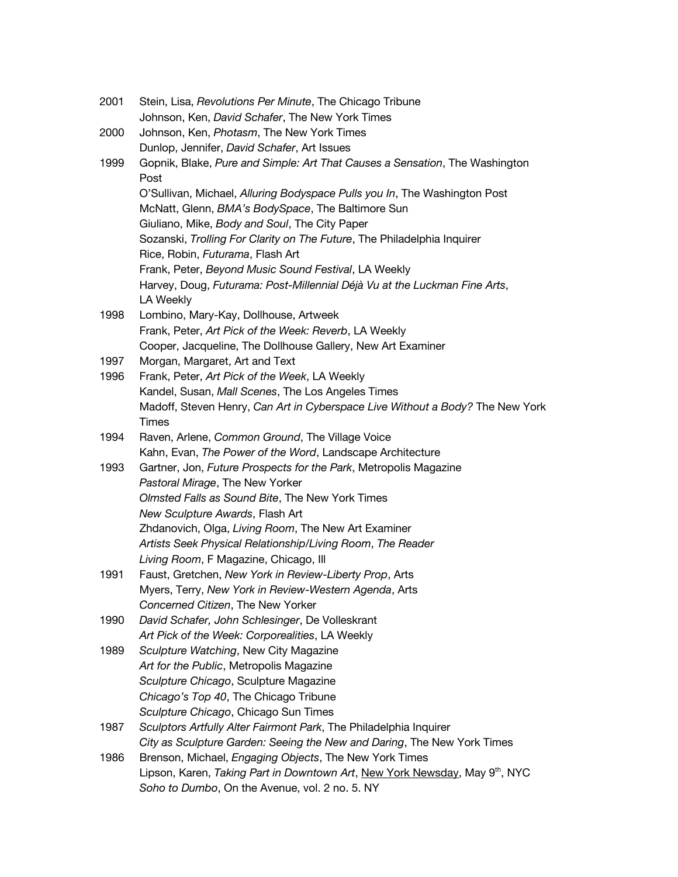2001 Stein, Lisa, *Revolutions Per Minute*, The Chicago Tribune
Johnson, Ken, *David Schafer*, The New York Times

2000 Johnson, Ken, *Photasm*, The New York Times
Dunlop, Jennifer, *David Schafer*, Art Issues

1999 Gopnik, Blake, *Pure and Simple: Art That Causes a Sensation*, The Washington Post
O'Sullivan, Michael, *Alluring Bodyspace Pulls you In*, The Washington Post
McNatt, Glenn, *BMA's BodySpace*, The Baltimore Sun
Giuliano, Mike, *Body and Soul*, The City Paper
Sozanski, *Trolling For Clarity on The Future*, The Philadelphia Inquirer
Rice, Robin, *Futurama*, Flash Art
Frank, Peter, *Beyond Music Sound Festival*, LA Weekly
Harvey, Doug, *Futurama: Post-Millennial Déjà Vu at the Luckman Fine Arts*, LA Weekly

1998 Lombino, Mary-Kay, Dollhouse, Artweek
Frank, Peter, *Art Pick of the Week: Reverb*, LA Weekly
Cooper, Jacqueline, The Dollhouse Gallery, New Art Examiner

1997 Morgan, Margaret, Art and Text

1996 Frank, Peter, *Art Pick of the Week*, LA Weekly
Kandel, Susan, *Mall Scenes*, The Los Angeles Times
Madoff, Steven Henry, *Can Art in Cyberspace Live Without a Body?* The New York Times

1994 Raven, Arlene, *Common Ground*, The Village Voice
Kahn, Evan, *The Power of the Word*, Landscape Architecture

1993 Gartner, Jon, *Future Prospects for the Park*, Metropolis Magazine
*Pastoral Mirage*, The New Yorker
*Olmsted Falls as Sound Bite*, The New York Times
*New Sculpture Awards*, Flash Art
Zhdanovich, Olga, *Living Room*, The New Art Examiner
*Artists Seek Physical Relationship/Living Room*, *The Reader*
*Living Room*, F Magazine, Chicago, Ill

1991 Faust, Gretchen, *New York in Review-Liberty Prop*, Arts
Myers, Terry, *New York in Review-Western Agenda*, Arts
*Concerned Citizen*, The New Yorker

1990 *David Schafer, John Schlesinger*, De Volleskrant
*Art Pick of the Week: Corporealities*, LA Weekly

1989 *Sculpture Watching*, New City Magazine
*Art for the Public*, Metropolis Magazine
*Sculpture Chicago*, Sculpture Magazine
*Chicago's Top 40*, The Chicago Tribune
*Sculpture Chicago*, Chicago Sun Times

1987 *Sculptors Artfully Alter Fairmont Park*, The Philadelphia Inquirer
*City as Sculpture Garden: Seeing the New and Daring*, The New York Times

1986 Brenson, Michael, *Engaging Objects*, The New York Times
Lipson, Karen, *Taking Part in Downtown Art*, New York Newsday, May 9th, NYC
*Soho to Dumbo*, On the Avenue, vol. 2 no. 5. NY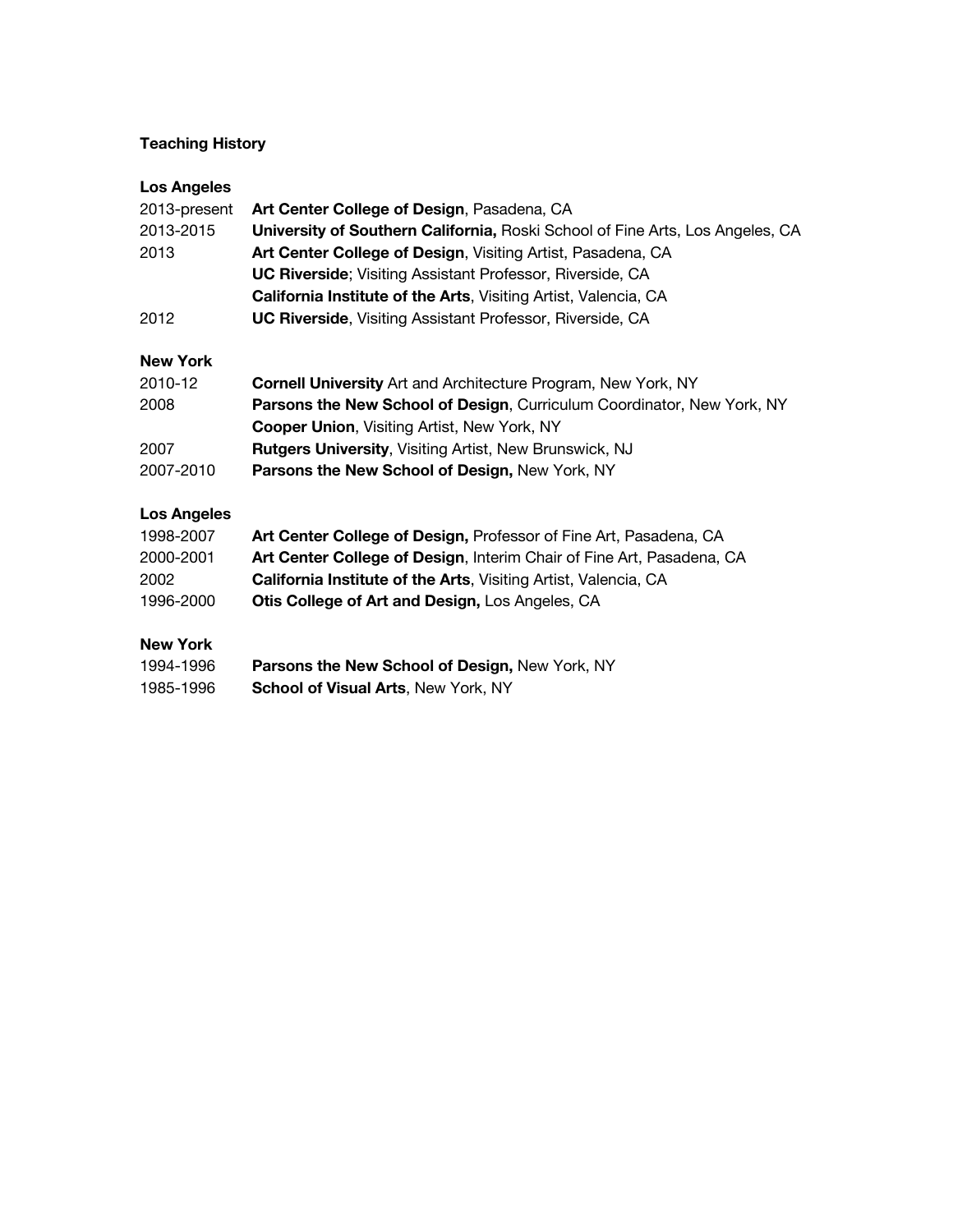**Teaching History**

**Los Angeles**

| | |
|---|---|
| 2013-present | **Art Center College of Design**, Pasadena, CA |
| 2013-2015 | **University of Southern California,** Roski School of Fine Arts, Los Angeles, CA |
| 2013 | **Art Center College of Design**, Visiting Artist, Pasadena, CA |
| | **UC Riverside**; Visiting Assistant Professor, Riverside, CA |
| | **California Institute of the Arts**, Visiting Artist, Valencia, CA |
| 2012 | **UC Riverside**, Visiting Assistant Professor, Riverside, CA |

**New York**

| | |
|---|---|
| 2010-12 | **Cornell University** Art and Architecture Program, New York, NY |
| 2008 | **Parsons the New School of Design**, Curriculum Coordinator, New York, NY |
| | **Cooper Union**, Visiting Artist, New York, NY |
| 2007 | **Rutgers University**, Visiting Artist, New Brunswick, NJ |
| 2007-2010 | **Parsons the New School of Design,** New York, NY |

**Los Angeles**

| | |
|---|---|
| 1998-2007 | **Art Center College of Design,** Professor of Fine Art, Pasadena, CA |
| 2000-2001 | **Art Center College of Design**, Interim Chair of Fine Art, Pasadena, CA |
| 2002 | **California Institute of the Arts**, Visiting Artist, Valencia, CA |
| 1996-2000 | **Otis College of Art and Design,** Los Angeles, CA |

**New York**

| | |
|---|---|
| 1994-1996 | **Parsons the New School of Design,** New York, NY |
| 1985-1996 | **School of Visual Arts**, New York, NY |